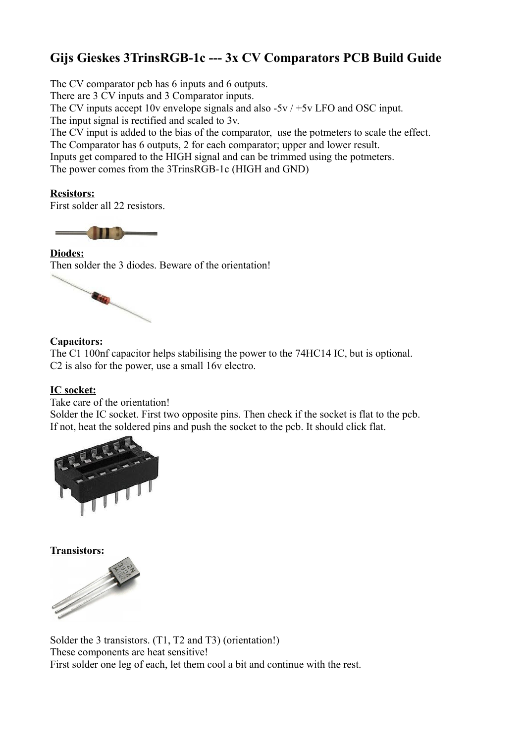# Gijs Gieskes 3TrinsRGB-1c --- 3x CV Comparators PCB Build Guide

The CV comparator pcb has 6 inputs and 6 outputs.
There are 3 CV inputs and 3 Comparator inputs.
The CV inputs accept 10v envelope signals and also -5v / +5v LFO and OSC input.
The input signal is rectified and scaled to 3v.
The CV input is added to the bias of the comparator, use the potmeters to scale the effect.
The Comparator has 6 outputs, 2 for each comparator; upper and lower result.
Inputs get compared to the HIGH signal and can be trimmed using the potmeters.
The power comes from the 3TrinsRGB-1c (HIGH and GND)

**Resistors:**
First solder all 22 resistors.

**Diodes:**
Then solder the 3 diodes. Beware of the orientation!

**Capacitors:**
The C1 100nf capacitor helps stabilising the power to the 74HC14 IC, but is optional.
C2 is also for the power, use a small 16v electro.

**IC socket:**
Take care of the orientation!
Solder the IC socket. First two opposite pins. Then check if the socket is flat to the pcb.
If not, heat the soldered pins and push the socket to the pcb. It should click flat.

**Transistors:**

Solder the 3 transistors. (T1, T2 and T3) (orientation!)
These components are heat sensitive!
First solder one leg of each, let them cool a bit and continue with the rest.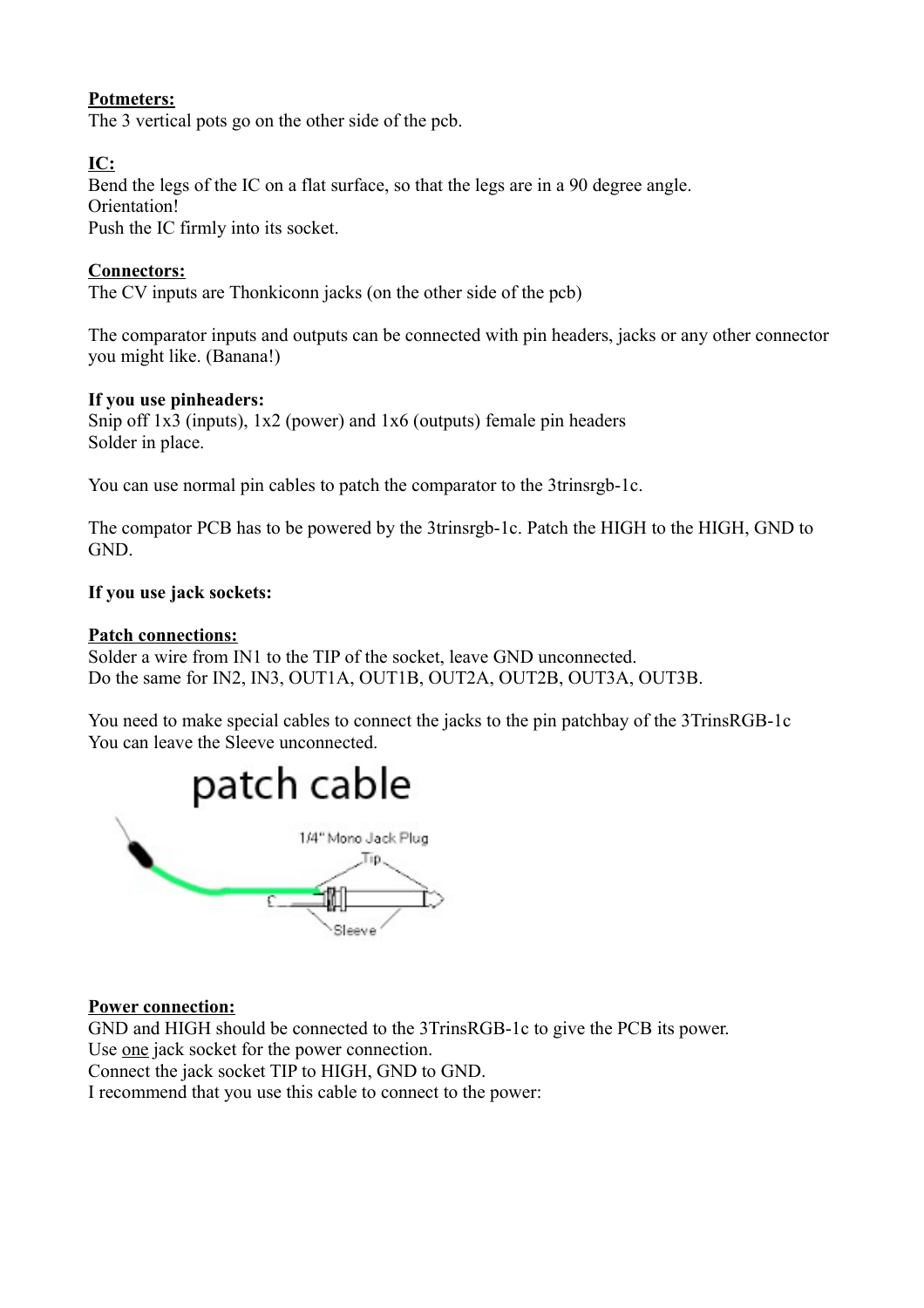**Potmeters:**
The 3 vertical pots go on the other side of the pcb.

**IC:**
Bend the legs of the IC on a flat surface, so that the legs are in a 90 degree angle.
Orientation!
Push the IC firmly into its socket.

**Connectors:**
The CV inputs are Thonkiconn jacks (on the other side of the pcb)

The comparator inputs and outputs can be connected with pin headers, jacks or any other connector you might like. (Banana!)

**If you use pinheaders:**
Snip off 1x3 (inputs), 1x2 (power) and 1x6 (outputs) female pin headers
Solder in place.

You can use normal pin cables to patch the comparator to the 3trinsrgb-1c.

The compator PCB has to be powered by the 3trinsrgb-1c. Patch the HIGH to the HIGH, GND to GND.

**If you use jack sockets:**

**Patch connections:**
Solder a wire from IN1 to the TIP of the socket, leave GND unconnected.
Do the same for IN2, IN3, OUT1A, OUT1B, OUT2A, OUT2B, OUT3A, OUT3B.

You need to make special cables to connect the jacks to the pin patchbay of the 3TrinsRGB-1c
You can leave the Sleeve unconnected.

patch cable

1/4" Mono Jack Plug

Tip

Sleeve

**Power connection:**
GND and HIGH should be connected to the 3TrinsRGB-1c to give the PCB its power.
Use one jack socket for the power connection.
Connect the jack socket TIP to HIGH, GND to GND.
I recommend that you use this cable to connect to the power: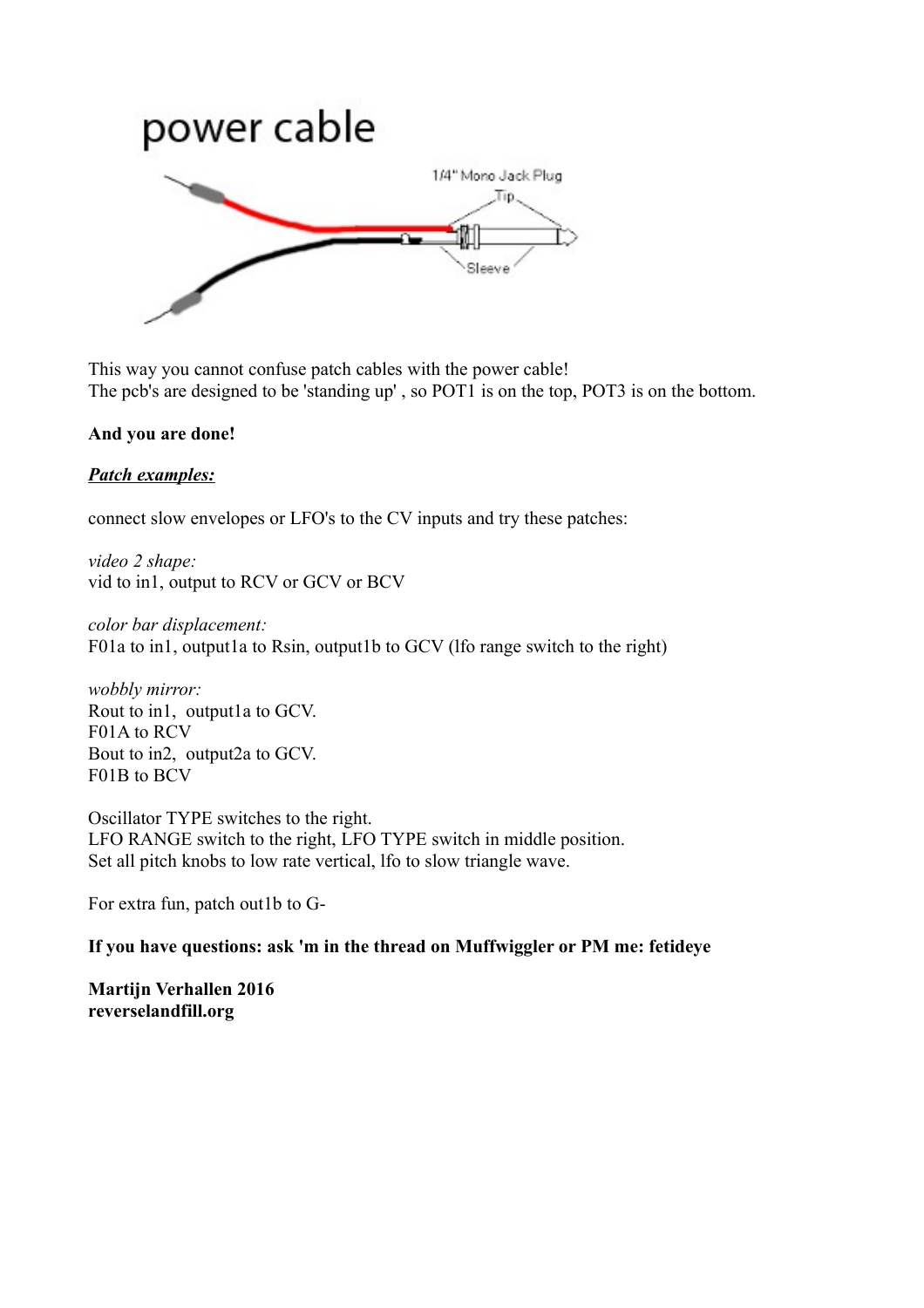# power cable

1/4" Mono Jack Plug

Tip

Sleeve

This way you cannot confuse patch cables with the power cable!
The pcb's are designed to be 'standing up' , so POT1 is on the top, POT3 is on the bottom.

**And you are done!**

***Patch examples:***

connect slow envelopes or LFO's to the CV inputs and try these patches:

*video 2 shape:*
vid to in1, output to RCV or GCV or BCV

*color bar displacement:*
F01a to in1, output1a to Rsin, output1b to GCV (lfo range switch to the right)

*wobbly mirror:*
Rout to in1, output1a to GCV.
F01A to RCV
Bout to in2, output2a to GCV.
F01B to BCV

Oscillator TYPE switches to the right.
LFO RANGE switch to the right, LFO TYPE switch in middle position.
Set all pitch knobs to low rate vertical, lfo to slow triangle wave.

For extra fun, patch out1b to G-

**If you have questions: ask 'm in the thread on Muffwiggler or PM me: fetideye**

**Martijn Verhallen 2016**
**reverselandfill.org**